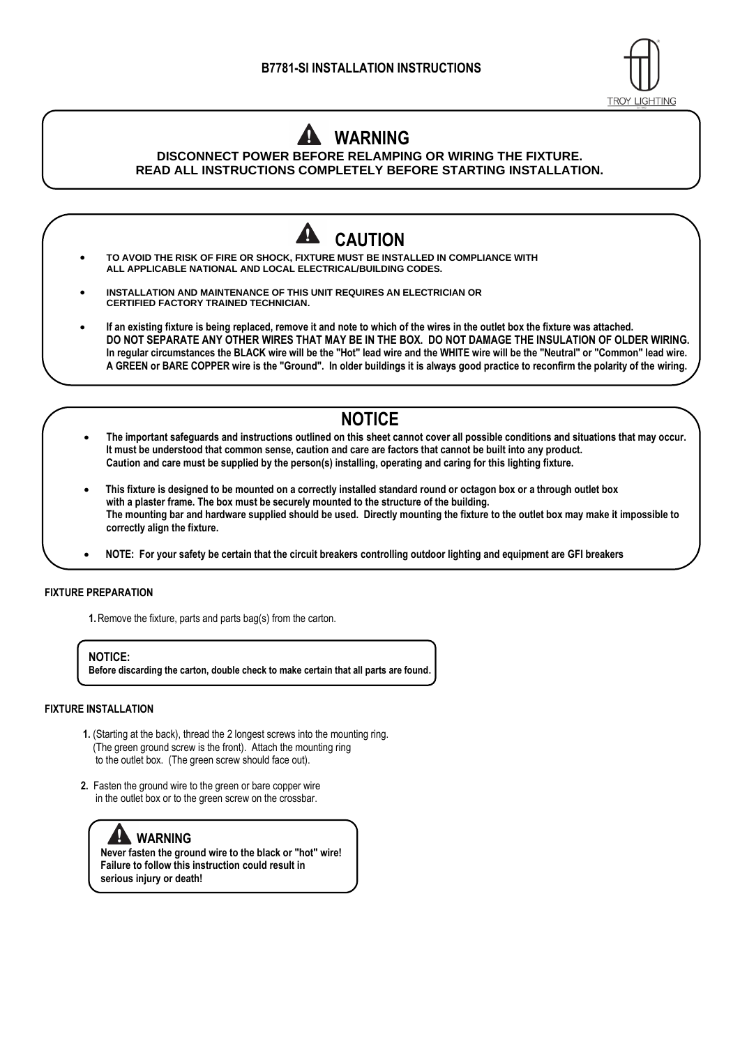# B7781-SI INSTALLATION INSTRUCTIONS

TROY LIGHTING

## ⚠ WARNING

**DISCONNECT POWER BEFORE RELAMPING OR WIRING THE FIXTURE.**
**READ ALL INSTRUCTIONS COMPLETELY BEFORE STARTING INSTALLATION.**

## ⚠ CAUTION

- **TO AVOID THE RISK OF FIRE OR SHOCK, FIXTURE MUST BE INSTALLED IN COMPLIANCE WITH ALL APPLICABLE NATIONAL AND LOCAL ELECTRICAL/BUILDING CODES.**
- **INSTALLATION AND MAINTENANCE OF THIS UNIT REQUIRES AN ELECTRICIAN OR CERTIFIED FACTORY TRAINED TECHNICIAN.**
- **If an existing fixture is being replaced, remove it and note to which of the wires in the outlet box the fixture was attached. DO NOT SEPARATE ANY OTHER WIRES THAT MAY BE IN THE BOX. DO NOT DAMAGE THE INSULATION OF OLDER WIRING. In regular circumstances the BLACK wire will be the "Hot" lead wire and the WHITE wire will be the "Neutral" or "Common" lead wire. A GREEN or BARE COPPER wire is the "Ground". In older buildings it is always good practice to reconfirm the polarity of the wiring.**

## NOTICE

- **The important safeguards and instructions outlined on this sheet cannot cover all possible conditions and situations that may occur. It must be understood that common sense, caution and care are factors that cannot be built into any product. Caution and care must be supplied by the person(s) installing, operating and caring for this lighting fixture.**
- **This fixture is designed to be mounted on a correctly installed standard round or octagon box or a through outlet box with a plaster frame. The box must be securely mounted to the structure of the building. The mounting bar and hardware supplied should be used. Directly mounting the fixture to the outlet box may make it impossible to correctly align the fixture.**
- **NOTE: For your safety be certain that the circuit breakers controlling outdoor lighting and equipment are GFI breakers**

### FIXTURE PREPARATION

**1.** Remove the fixture, parts and parts bag(s) from the carton.

> **NOTICE:**
> **Before discarding the carton, double check to make certain that all parts are found.**

### FIXTURE INSTALLATION

**1.** (Starting at the back), thread the 2 longest screws into the mounting ring. (The green ground screw is the front). Attach the mounting ring to the outlet box. (The green screw should face out).

**2.** Fasten the ground wire to the green or bare copper wire in the outlet box or to the green screw on the crossbar.

> **⚠ WARNING**
> **Never fasten the ground wire to the black or "hot" wire! Failure to follow this instruction could result in serious injury or death!**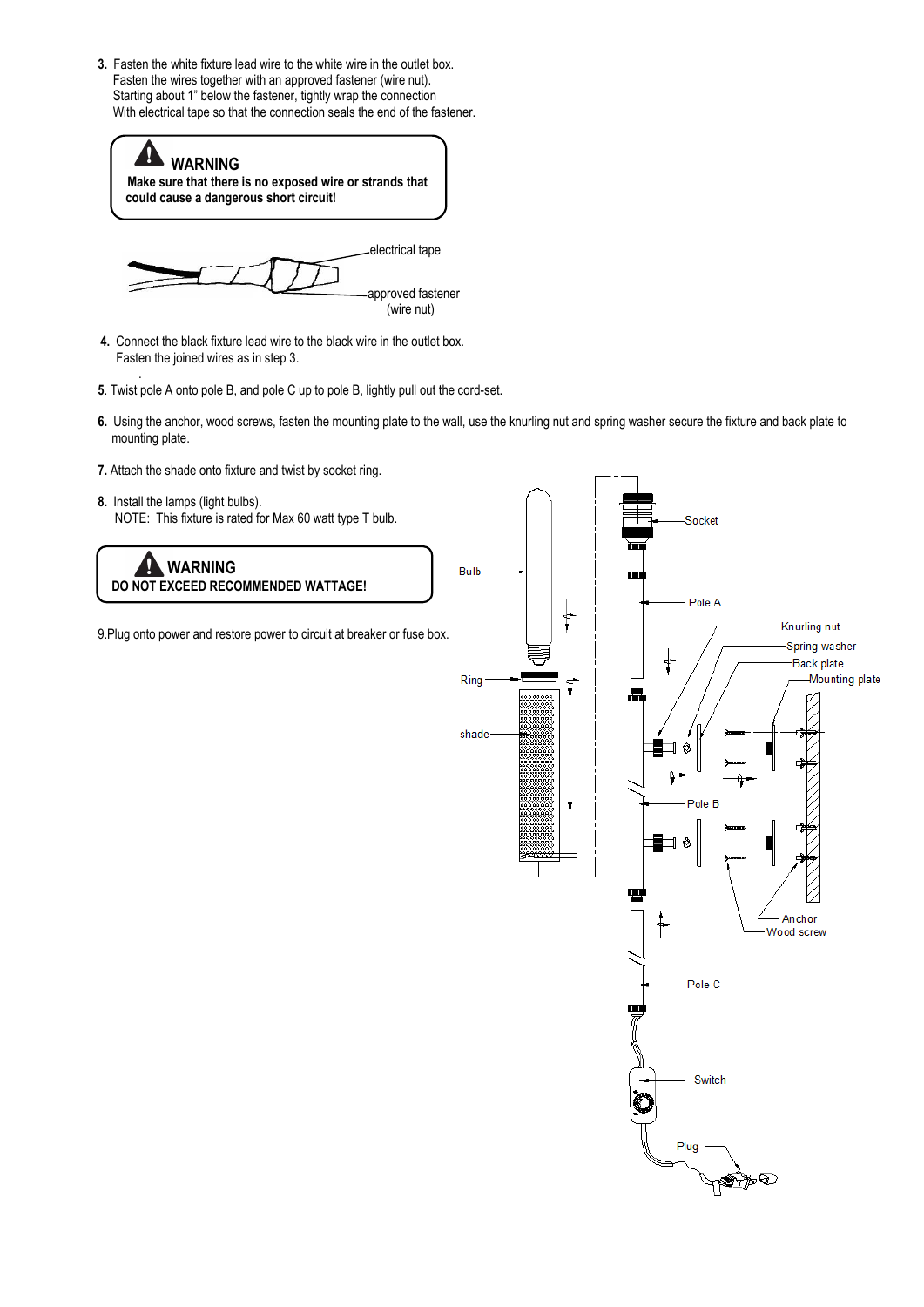3. Fasten the white fixture lead wire to the white wire in the outlet box.
   Fasten the wires together with an approved fastener (wire nut).
   Starting about 1" below the fastener, tightly wrap the connection
   With electrical tape so that the connection seals the end of the fastener.

> **WARNING**
> **Make sure that there is no exposed wire or strands that could cause a dangerous short circuit!**

electrical tape

approved fastener (wire nut)

4. Connect the black fixture lead wire to the black wire in the outlet box.
   Fasten the joined wires as in step 3.

5. Twist pole A onto pole B, and pole C up to pole B, lightly pull out the cord-set.

6. Using the anchor, wood screws, fasten the mounting plate to the wall, use the knurling nut and spring washer secure the fixture and back plate to mounting plate.

7. Attach the shade onto fixture and twist by socket ring.

8. Install the lamps (light bulbs).
   NOTE: This fixture is rated for Max 60 watt type T bulb.

> **WARNING**
> **DO NOT EXCEED RECOMMENDED WATTAGE!**

9. Plug onto power and restore power to circuit at breaker or fuse box.

Bulb

Ring

shade

Socket

Pole A

Knurling nut

Spring washer

Back plate

Mounting plate

Pole B

Anchor

Wood screw

Pole C

Switch

Plug